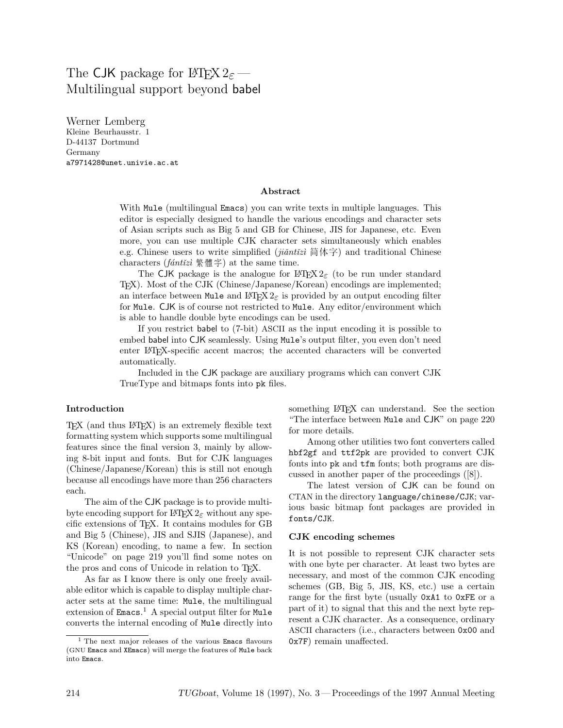# The CJK package for LaTeX $2_\varepsilon$ — Multilingual support beyond babel

Werner Lemberg
Kleine Beurhausstr. 1
D-44137 Dortmund
Germany
a7971428@unet.univie.ac.at

### Abstract

With Mule (multilingual Emacs) you can write texts in multiple languages. This editor is especially designed to handle the various encodings and character sets of Asian scripts such as Big 5 and GB for Chinese, JIS for Japanese, etc. Even more, you can use multiple CJK character sets simultaneously which enables e.g. Chinese users to write simplified (*jiǎntǐzì* 简体字) and traditional Chinese characters (*fántǐzì* 繁體字) at the same time.

The CJK package is the analogue for LaTeX $2_\varepsilon$ (to be run under standard TeX). Most of the CJK (Chinese/Japanese/Korean) encodings are implemented; an interface between Mule and LaTeX $2_\varepsilon$ is provided by an output encoding filter for Mule. CJK is of course not restricted to Mule. Any editor/environment which is able to handle double byte encodings can be used.

If you restrict babel to (7-bit) ASCII as the input encoding it is possible to embed babel into CJK seamlessly. Using Mule's output filter, you even don't need enter LaTeX-specific accent macros; the accented characters will be converted automatically.

Included in the CJK package are auxiliary programs which can convert CJK TrueType and bitmaps fonts into pk files.

### Introduction

TeX (and thus LaTeX) is an extremely flexible text formatting system which supports some multilingual features since the final version 3, mainly by allowing 8-bit input and fonts. But for CJK languages (Chinese/Japanese/Korean) this is still not enough because all encodings have more than 256 characters each.

The aim of the CJK package is to provide multibyte encoding support for LaTeX $2_\varepsilon$ without any specific extensions of TeX. It contains modules for GB and Big 5 (Chinese), JIS and SJIS (Japanese), and KS (Korean) encoding, to name a few. In section "Unicode" on page 219 you'll find some notes on the pros and cons of Unicode in relation to TeX.

As far as I know there is only one freely available editor which is capable to display multiple character sets at the same time: Mule, the multilingual extension of Emacs.[1] A special output filter for Mule converts the internal encoding of Mule directly into something LaTeX can understand. See the section "The interface between Mule and CJK" on page 220 for more details.

Among other utilities two font converters called hbf2gf and ttf2pk are provided to convert CJK fonts into pk and tfm fonts; both programs are discussed in another paper of the proceedings ([8]).

The latest version of CJK can be found on CTAN in the directory language/chinese/CJK; various basic bitmap font packages are provided in fonts/CJK.

### CJK encoding schemes

It is not possible to represent CJK character sets with one byte per character. At least two bytes are necessary, and most of the common CJK encoding schemes (GB, Big 5, JIS, KS, etc.) use a certain range for the first byte (usually 0xA1 to 0xFE or a part of it) to signal that this and the next byte represent a CJK character. As a consequence, ordinary ASCII characters (i.e., characters between 0x00 and 0x7F) remain unaffected.

[1] The next major releases of the various Emacs flavours (GNU Emacs and XEmacs) will merge the features of Mule back into Emacs.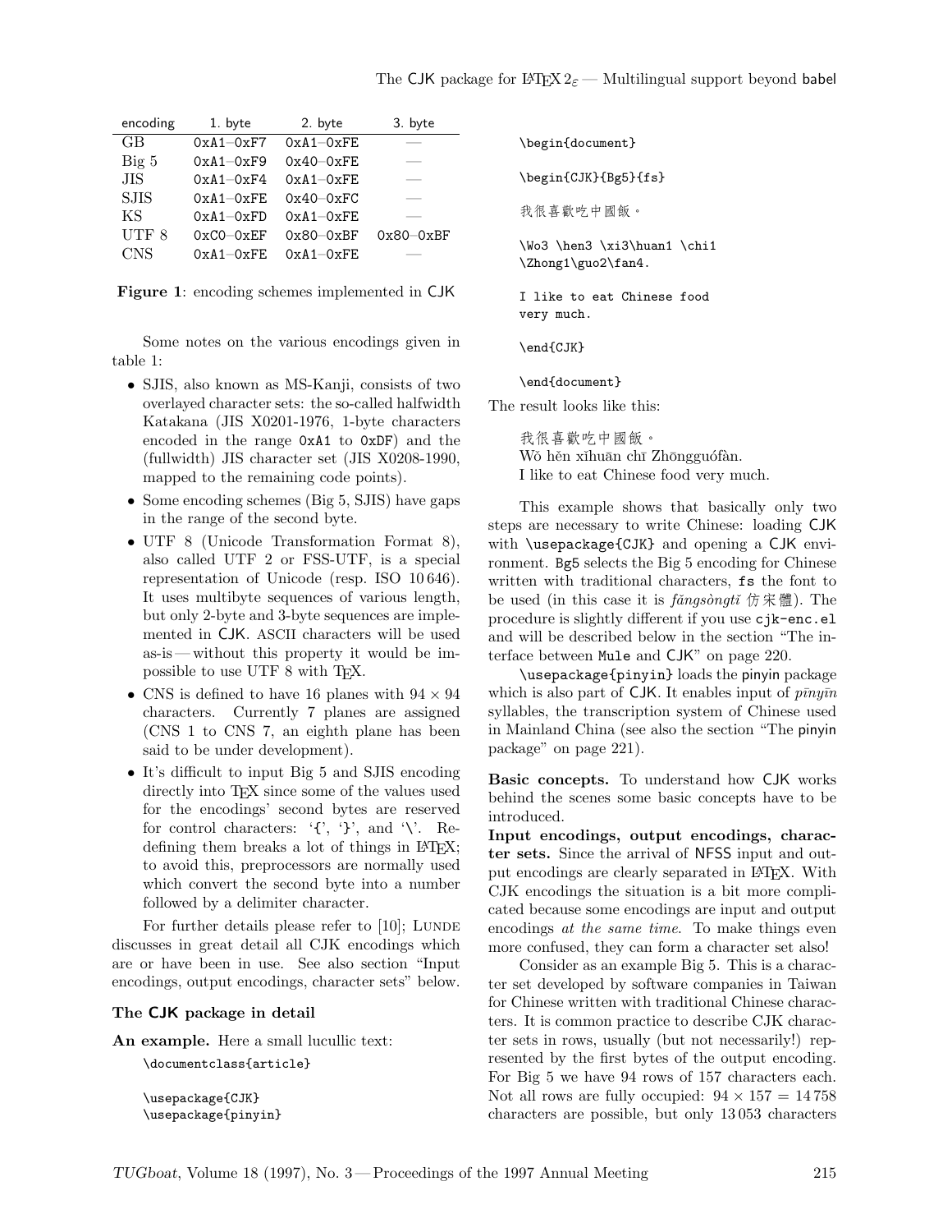| encoding | 1. byte | 2. byte | 3. byte |
|---|---|---|---|
| GB | 0xA1–0xF7 | 0xA1–0xFE | — |
| Big 5 | 0xA1–0xF9 | 0x40–0xFE | — |
| JIS | 0xA1–0xF4 | 0xA1–0xFE | — |
| SJIS | 0xA1–0xFE | 0x40–0xFC | — |
| KS | 0xA1–0xFD | 0xA1–0xFE | — |
| UTF 8 | 0xC0–0xEF | 0x80–0xBF | 0x80–0xBF |
| CNS | 0xA1–0xFE | 0xA1–0xFE | — |

**Figure 1**: encoding schemes implemented in CJK

Some notes on the various encodings given in table 1:

- SJIS, also known as MS-Kanji, consists of two overlayed character sets: the so-called halfwidth Katakana (JIS X0201-1976, 1-byte characters encoded in the range 0xA1 to 0xDF) and the (fullwidth) JIS character set (JIS X0208-1990, mapped to the remaining code points).
- Some encoding schemes (Big 5, SJIS) have gaps in the range of the second byte.
- UTF 8 (Unicode Transformation Format 8), also called UTF 2 or FSS-UTF, is a special representation of Unicode (resp. ISO 10 646). It uses multibyte sequences of various length, but only 2-byte and 3-byte sequences are implemented in CJK. ASCII characters will be used as-is — without this property it would be impossible to use UTF 8 with TeX.
- CNS is defined to have 16 planes with $94 \times 94$ characters. Currently 7 planes are assigned (CNS 1 to CNS 7, an eighth plane has been said to be under development).
- It's difficult to input Big 5 and SJIS encoding directly into TeX since some of the values used for the encodings' second bytes are reserved for control characters: '{', '}', and '\'. Redefining them breaks a lot of things in LaTeX; to avoid this, preprocessors are normally used which convert the second byte into a number followed by a delimiter character.

For further details please refer to [10]; Lunde discusses in great detail all CJK encodings which are or have been in use. See also section "Input encodings, output encodings, character sets" below.

### The CJK package in detail

**An example.** Here a small lucullic text:

```
\documentclass{article}

\usepackage{CJK}
\usepackage{pinyin}

\begin{document}

\begin{CJK}{Bg5}{fs}

我很喜歡吃中國飯。

\Wo3 \hen3 \xi3\huan1 \chi1
\Zhong1\guo2\fan4.

I like to eat Chinese food
very much.

\end{CJK}

\end{document}
```

The result looks like this:

> 我很喜歡吃中國飯。
> Wǒ hěn xǐhuān chī Zhōngguófàn.
> I like to eat Chinese food very much.

This example shows that basically only two steps are necessary to write Chinese: loading CJK with `\usepackage{CJK}` and opening a CJK environment. Bg5 selects the Big 5 encoding for Chinese written with traditional characters, fs the font to be used (in this case it is *fǎngsòngtǐ* 仿宋體). The procedure is slightly different if you use cjk-enc.el and will be described below in the section "The interface between Mule and CJK" on page 220.

`\usepackage{pinyin}` loads the pinyin package which is also part of CJK. It enables input of *pīnyīn* syllables, the transcription system of Chinese used in Mainland China (see also the section "The pinyin package" on page 221).

**Basic concepts.** To understand how CJK works behind the scenes some basic concepts have to be introduced.

**Input encodings, output encodings, character sets.** Since the arrival of NFSS input and output encodings are clearly separated in LaTeX. With CJK encodings the situation is a bit more complicated because some encodings are input and output encodings *at the same time*. To make things even more confused, they can form a character set also!

Consider as an example Big 5. This is a character set developed by software companies in Taiwan for Chinese written with traditional Chinese characters. It is common practice to describe CJK character sets in rows, usually (but not necessarily!) represented by the first bytes of the output encoding. For Big 5 we have 94 rows of 157 characters each. Not all rows are fully occupied: $94 \times 157 = 14\,758$ characters are possible, but only 13 053 characters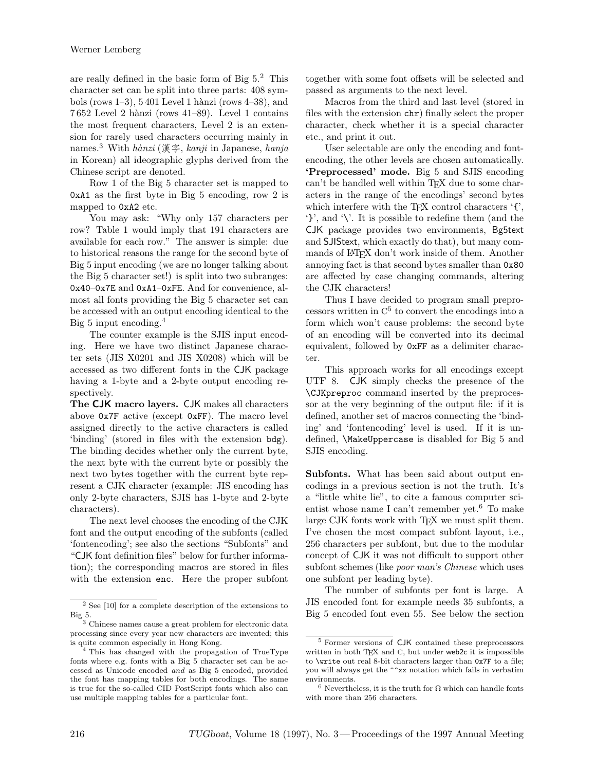are really defined in the basic form of Big 5.[2] This character set can be split into three parts: 408 symbols (rows 1–3), 5 401 Level 1 hànzi (rows 4–38), and 7 652 Level 2 hànzi (rows 41–89). Level 1 contains the most frequent characters, Level 2 is an extension for rarely used characters occurring mainly in names.[3] With *hànzi* (漢字, *kanji* in Japanese, *hanja* in Korean) all ideographic glyphs derived from the Chinese script are denoted.

Row 1 of the Big 5 character set is mapped to `0xA1` as the first byte in Big 5 encoding, row 2 is mapped to `0xA2` etc.

You may ask: "Why only 157 characters per row? Table 1 would imply that 191 characters are available for each row." The answer is simple: due to historical reasons the range for the second byte of Big 5 input encoding (we are no longer talking about the Big 5 character set!) is split into two subranges: `0x40`–`0x7E` and `0xA1`–`0xFE`. And for convenience, almost all fonts providing the Big 5 character set can be accessed with an output encoding identical to the Big 5 input encoding.[4]

The counter example is the SJIS input encoding. Here we have two distinct Japanese character sets (JIS X0201 and JIS X0208) which will be accessed as two different fonts in the CJK package having a 1-byte and a 2-byte output encoding respectively.

**The CJK macro layers.** CJK makes all characters above `0x7F` active (except `0xFF`). The macro level assigned directly to the active characters is called 'binding' (stored in files with the extension `bdg`). The binding decides whether only the current byte, the next byte with the current byte or possibly the next two bytes together with the current byte represent a CJK character (example: JIS encoding has only 2-byte characters, SJIS has 1-byte and 2-byte characters).

The next level chooses the encoding of the CJK font and the output encoding of the subfonts (called 'fontencoding'; see also the sections "Subfonts" and "CJK font definition files" below for further information); the corresponding macros are stored in files with the extension `enc`. Here the proper subfont together with some font offsets will be selected and passed as arguments to the next level.

Macros from the third and last level (stored in files with the extension `chr`) finally select the proper character, check whether it is a special character etc., and print it out.

User selectable are only the encoding and fontencoding, the other levels are chosen automatically.

**'Preprocessed' mode.** Big 5 and SJIS encoding can't be handled well within TeX due to some characters in the range of the encodings' second bytes which interfere with the TeX control characters '{', '}', and '\'. It is possible to redefine them (and the CJK package provides two environments, Bg5text and SJIStext, which exactly do that), but many commands of LaTeX don't work inside of them. Another annoying fact is that second bytes smaller than `0x80` are affected by case changing commands, altering the CJK characters!

Thus I have decided to program small preprocessors written in C[5] to convert the encodings into a form which won't cause problems: the second byte of an encoding will be converted into its decimal equivalent, followed by `0xFF` as a delimiter character.

This approach works for all encodings except UTF 8. CJK simply checks the presence of the `\CJKpreproc` command inserted by the preprocessor at the very beginning of the output file: if it is defined, another set of macros connecting the 'binding' and 'fontencoding' level is used. If it is undefined, `\MakeUppercase` is disabled for Big 5 and SJIS encoding.

**Subfonts.** What has been said about output encodings in a previous section is not the truth. It's a "little white lie", to cite a famous computer scientist whose name I can't remember yet.[6] To make large CJK fonts work with TeX we must split them. I've chosen the most compact subfont layout, i.e., 256 characters per subfont, but due to the modular concept of CJK it was not difficult to support other subfont schemes (like *poor man's Chinese* which uses one subfont per leading byte).

The number of subfonts per font is large. A JIS encoded font for example needs 35 subfonts, a Big 5 encoded font even 55. See below the section

---

[2] See [10] for a complete description of the extensions to Big 5.

[3] Chinese names cause a great problem for electronic data processing since every year new characters are invented; this is quite common especially in Hong Kong.

[4] This has changed with the propagation of TrueType fonts where e.g. fonts with a Big 5 character set can be accessed as Unicode encoded *and* as Big 5 encoded, provided the font has mapping tables for both encodings. The same is true for the so-called CID PostScript fonts which also can use multiple mapping tables for a particular font.

[5] Former versions of CJK contained these preprocessors written in both TeX and C, but under `web2c` it is impossible to `\write` out real 8-bit characters larger than `0x7F` to a file; you will always get the `^^xx` notation which fails in verbatim environments.

[6] Nevertheless, it is the truth for Ω which can handle fonts with more than 256 characters.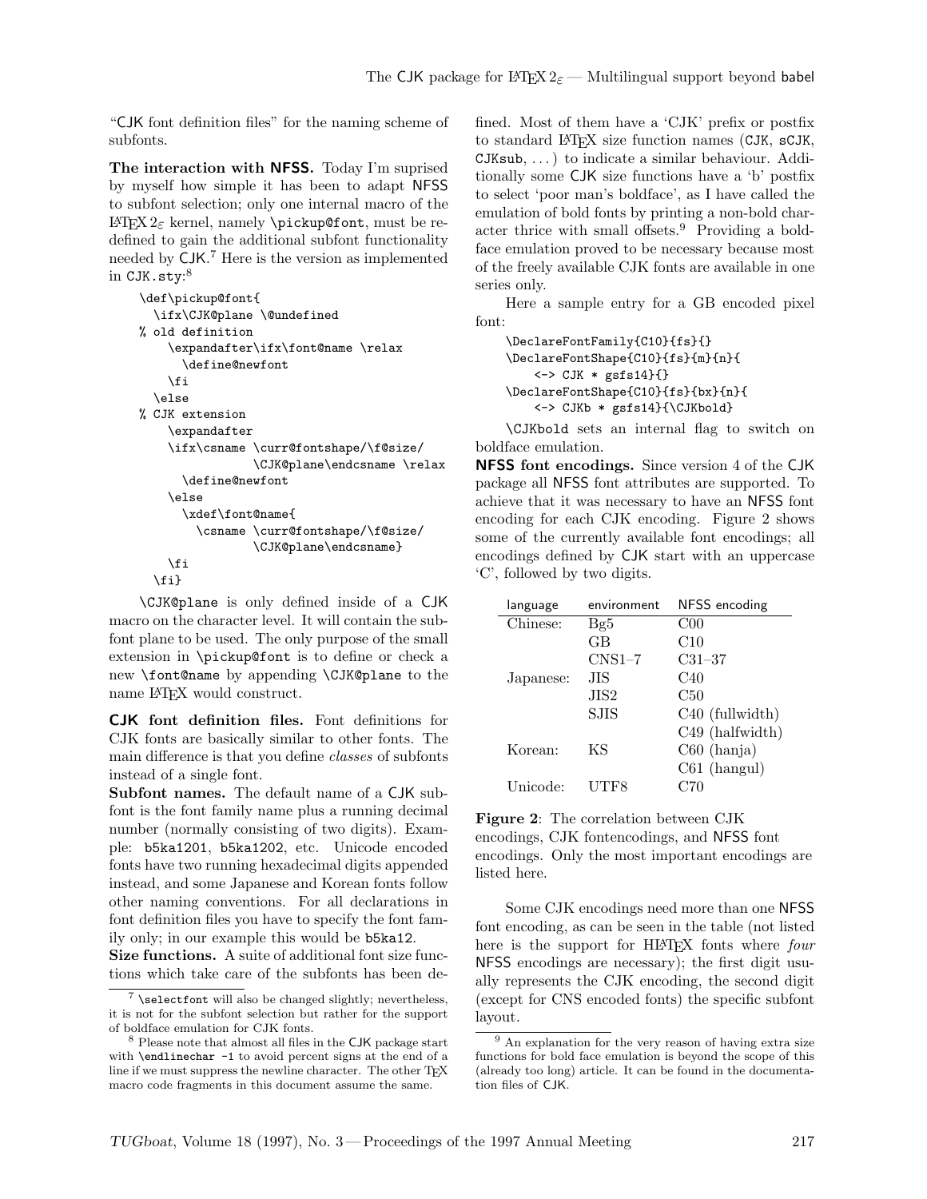"CJK font definition files" for the naming scheme of subfonts.

**The interaction with NFSS.** Today I'm suprised by myself how simple it has been to adapt NFSS to subfont selection; only one internal macro of the LaTeX 2ε kernel, namely `\pickup@font`, must be redefined to gain the additional subfont functionality needed by CJK.[7] Here is the version as implemented in CJK.sty:[8]

```
\def\pickup@font{
  \ifx\CJK@plane \@undefined
% old definition
    \expandafter\ifx\font@name \relax
      \define@newfont
    \fi
  \else
% CJK extension
    \expandafter
    \ifx\csname \curr@fontshape/\f@size/
               \CJK@plane\endcsname \relax
      \define@newfont
    \else
      \xdef\font@name{
        \csname \curr@fontshape/\f@size/
               \CJK@plane\endcsname}
    \fi
  \fi}
```

`\CJK@plane` is only defined inside of a CJK macro on the character level. It will contain the subfont plane to be used. The only purpose of the small extension in `\pickup@font` is to define or check a new `\font@name` by appending `\CJK@plane` to the name LaTeX would construct.

**CJK font definition files.** Font definitions for CJK fonts are basically similar to other fonts. The main difference is that you define *classes* of subfonts instead of a single font.

**Subfont names.** The default name of a CJK subfont is the font family name plus a running decimal number (normally consisting of two digits). Example: b5ka1201, b5ka1202, etc. Unicode encoded fonts have two running hexadecimal digits appended instead, and some Japanese and Korean fonts follow other naming conventions. For all declarations in font definition files you have to specify the font family only; in our example this would be b5ka12.

**Size functions.** A suite of additional font size functions which take care of the subfonts has been defined. Most of them have a 'CJK' prefix or postfix to standard LaTeX size function names (CJK, sCJK, CJKsub, ...) to indicate a similar behaviour. Additionally some CJK size functions have a 'b' postfix to select 'poor man's boldface', as I have called the emulation of bold fonts by printing a non-bold character thrice with small offsets.[9] Providing a boldface emulation proved to be necessary because most of the freely available CJK fonts are available in one series only.

Here a sample entry for a GB encoded pixel font:

```
\DeclareFontFamily{C10}{fs}{}
\DeclareFontShape{C10}{fs}{m}{n}{
    <-> CJK * gsfs14}{}
\DeclareFontShape{C10}{fs}{bx}{n}{
    <-> CJKb * gsfs14}{\CJKbold}
```

`\CJKbold` sets an internal flag to switch on boldface emulation.

**NFSS font encodings.** Since version 4 of the CJK package all NFSS font attributes are supported. To achieve that it was necessary to have an NFSS font encoding for each CJK encoding. Figure 2 shows some of the currently available font encodings; all encodings defined by CJK start with an uppercase 'C', followed by two digits.

| language | environment | NFSS encoding |
|---|---|---|
| Chinese: | Bg5 | C00 |
| | GB | C10 |
| | CNS1–7 | C31–37 |
| Japanese: | JIS | C40 |
| | JIS2 | C50 |
| | SJIS | C40 (fullwidth) |
| | | C49 (halfwidth) |
| Korean: | KS | C60 (hanja) |
| | | C61 (hangul) |
| Unicode: | UTF8 | C70 |

**Figure 2**: The correlation between CJK encodings, CJK fontencodings, and NFSS font encodings. Only the most important encodings are listed here.

Some CJK encodings need more than one NFSS font encoding, as can be seen in the table (not listed here is the support for HLaTeX fonts where *four* NFSS encodings are necessary); the first digit usually represents the CJK encoding, the second digit (except for CNS encoded fonts) the specific subfont layout.

[7] `\selectfont` will also be changed slightly; nevertheless, it is not for the subfont selection but rather for the support of boldface emulation for CJK fonts.

[8] Please note that almost all files in the CJK package start with `\endlinechar -1` to avoid percent signs at the end of a line if we must suppress the newline character. The other TeX macro code fragments in this document assume the same.

[9] An explanation for the very reason of having extra size functions for bold face emulation is beyond the scope of this (already too long) article. It can be found in the documentation files of CJK.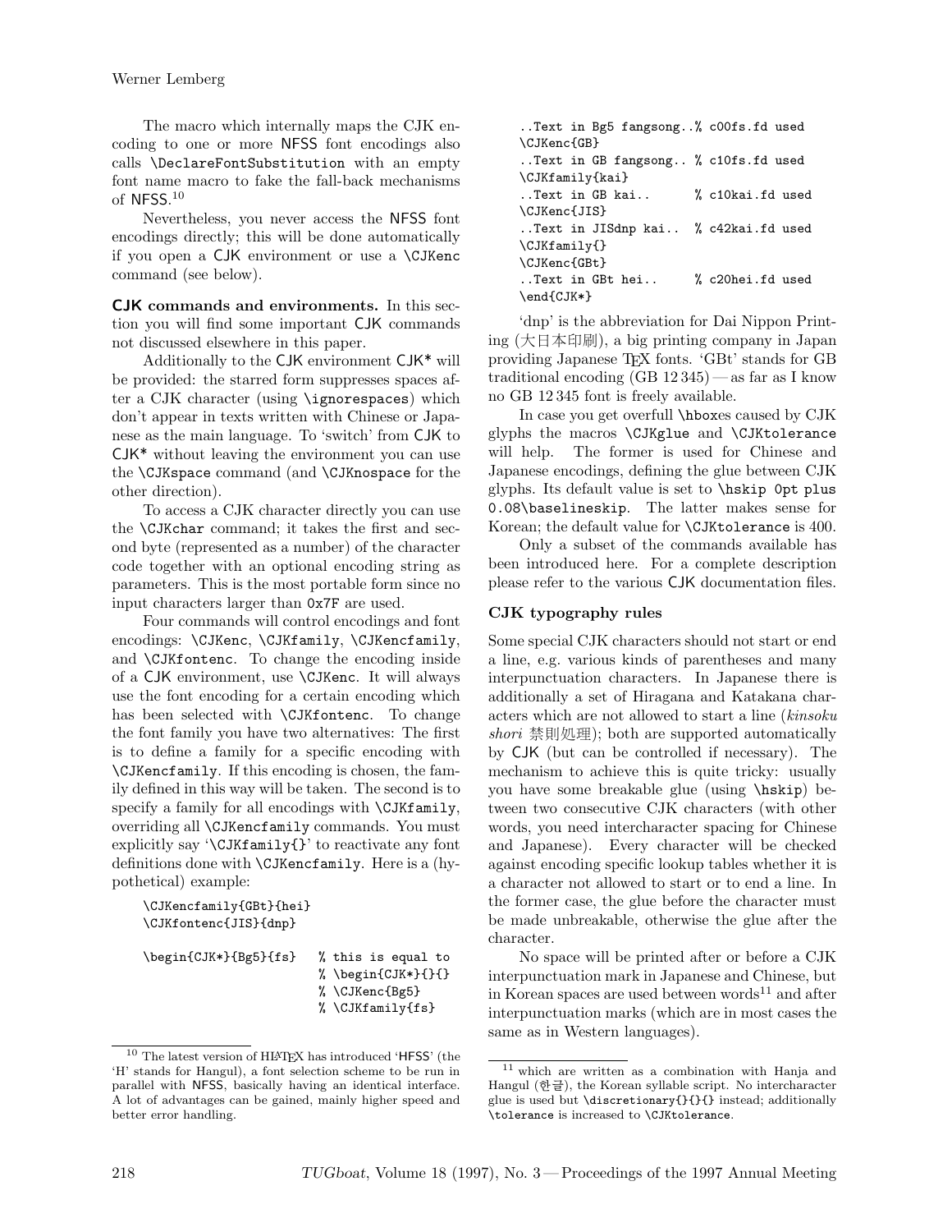The macro which internally maps the CJK encoding to one or more NFSS font encodings also calls `\DeclareFontSubstitution` with an empty font name macro to fake the fall-back mechanisms of NFSS.[10]

Nevertheless, you never access the NFSS font encodings directly; this will be done automatically if you open a CJK environment or use a `\CJKenc` command (see below).

**CJK commands and environments.** In this section you will find some important CJK commands not discussed elsewhere in this paper.

Additionally to the CJK environment CJK* will be provided: the starred form suppresses spaces after a CJK character (using `\ignorespaces`) which don't appear in texts written with Chinese or Japanese as the main language. To 'switch' from CJK to CJK* without leaving the environment you can use the `\CJKspace` command (and `\CJKnospace` for the other direction).

To access a CJK character directly you can use the `\CJKchar` command; it takes the first and second byte (represented as a number) of the character code together with an optional encoding string as parameters. This is the most portable form since no input characters larger than `0x7F` are used.

Four commands will control encodings and font encodings: `\CJKenc`, `\CJKfamily`, `\CJKencfamily`, and `\CJKfontenc`. To change the encoding inside of a CJK environment, use `\CJKenc`. It will always use the font encoding for a certain encoding which has been selected with `\CJKfontenc`. To change the font family you have two alternatives: The first is to define a family for a specific encoding with `\CJKencfamily`. If this encoding is chosen, the family defined in this way will be taken. The second is to specify a family for all encodings with `\CJKfamily`, overriding all `\CJKencfamily` commands. You must explicitly say '`\CJKfamily{}`' to reactivate any font definitions done with `\CJKencfamily`. Here is a (hypothetical) example:

```
\CJKencfamily{GBt}{hei}
\CJKfontenc{JIS}{dnp}

\begin{CJK*}{Bg5}{fs}   % this is equal to
                        % \begin{CJK*}{}{}
                        % \CJKenc{Bg5}
                        % \CJKfamily{fs}
..Text in Bg5 fangsong..% c00fs.fd used
\CJKenc{GB}
..Text in GB fangsong.. % c10fs.fd used
\CJKfamily{kai}
..Text in GB kai..      % c10kai.fd used
\CJKenc{JIS}
..Text in JISdnp kai..  % c42kai.fd used
\CJKfamily{}
\CJKenc{GBt}
..Text in GBt hei..     % c20hei.fd used
\end{CJK*}
```

'dnp' is the abbreviation for Dai Nippon Printing (大日本印刷), a big printing company in Japan providing Japanese TeX fonts. 'GBt' stands for GB traditional encoding (GB 12 345) — as far as I know no GB 12 345 font is freely available.

In case you get overfull `\hbox`es caused by CJK glyphs the macros `\CJKglue` and `\CJKtolerance` will help. The former is used for Chinese and Japanese encodings, defining the glue between CJK glyphs. Its default value is set to `\hskip 0pt plus 0.08\baselineskip`. The latter makes sense for Korean; the default value for `\CJKtolerance` is 400.

Only a subset of the commands available has been introduced here. For a complete description please refer to the various CJK documentation files.

## CJK typography rules

Some special CJK characters should not start or end a line, e.g. various kinds of parentheses and many interpunctuation characters. In Japanese there is additionally a set of Hiragana and Katakana characters which are not allowed to start a line (*kinsoku shori* 禁則処理); both are supported automatically by CJK (but can be controlled if necessary). The mechanism to achieve this is quite tricky: usually you have some breakable glue (using `\hskip`) between two consecutive CJK characters (with other words, you need intercharacter spacing for Chinese and Japanese). Every character will be checked against encoding specific lookup tables whether it is a character not allowed to start or to end a line. In the former case, the glue before the character must be made unbreakable, otherwise the glue after the character.

No space will be printed after or before a CJK interpunctuation mark in Japanese and Chinese, but in Korean spaces are used between words[11] and after interpunctuation marks (which are in most cases the same as in Western languages).

---

[10] The latest version of HLaTeX has introduced 'HFSS' (the 'H' stands for Hangul), a font selection scheme to be run in parallel with NFSS, basically having an identical interface. A lot of advantages can be gained, mainly higher speed and better error handling.

[11] which are written as a combination with Hanja and Hangul (한글), the Korean syllable script. No intercharacter glue is used but `\discretionary{}{}{}` instead; additionally `\tolerance` is increased to `\CJKtolerance`.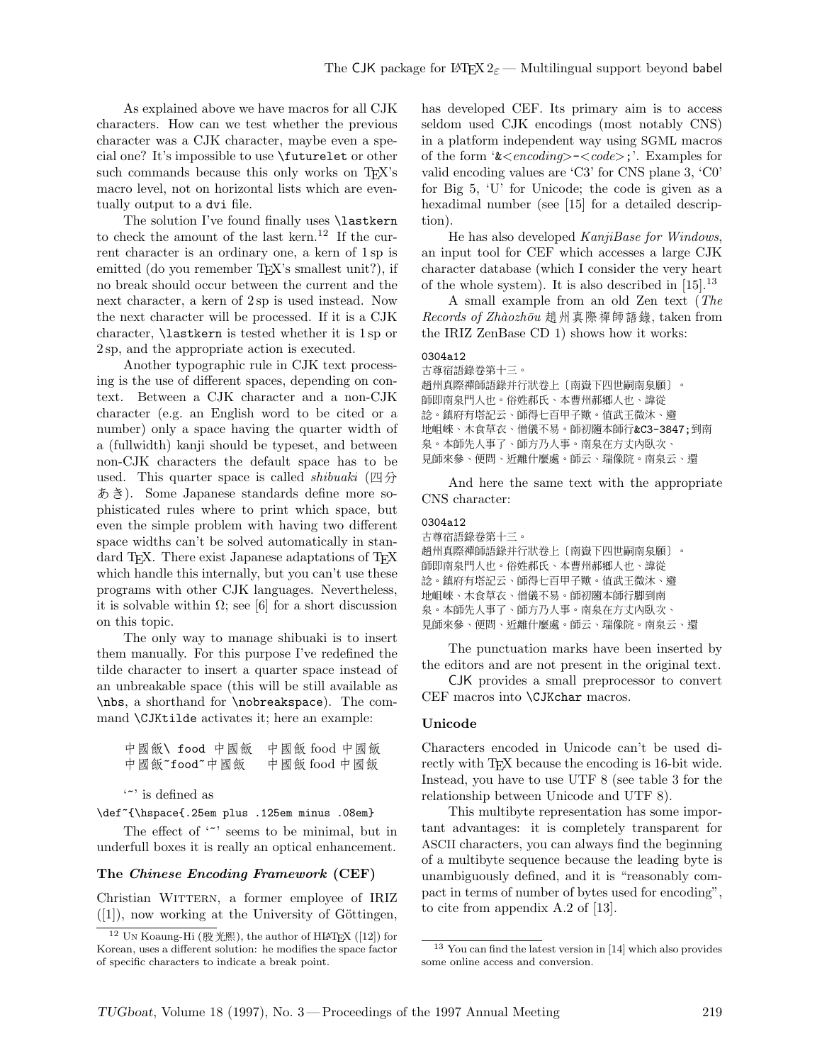As explained above we have macros for all CJK characters. How can we test whether the previous character was a CJK character, maybe even a special one? It's impossible to use `\futurelet` or other such commands because this only works on TeX's macro level, not on horizontal lists which are eventually output to a `dvi` file.

The solution I've found finally uses `\lastkern` to check the amount of the last kern.[12] If the current character is an ordinary one, a kern of 1 sp is emitted (do you remember TeX's smallest unit?), if no break should occur between the current and the next character, a kern of 2 sp is used instead. Now the next character will be processed. If it is a CJK character, `\lastkern` is tested whether it is 1 sp or 2 sp, and the appropriate action is executed.

Another typographic rule in CJK text processing is the use of different spaces, depending on context. Between a CJK character and a non-CJK character (e.g. an English word to be cited or a number) only a space having the quarter width of a (fullwidth) kanji should be typeset, and between non-CJK characters the default space has to be used. This quarter space is called *shibuaki* (四分あき). Some Japanese standards define more sophisticated rules where to print which space, but even the simple problem with having two different space widths can't be solved automatically in standard TeX. There exist Japanese adaptations of TeX which handle this internally, but you can't use these programs with other CJK languages. Nevertheless, it is solvable within Ω; see [6] for a short discussion on this topic.

The only way to manage shibuaki is to insert them manually. For this purpose I've redefined the tilde character to insert a quarter space instead of an unbreakable space (this will be still available as `\nbs`, a shorthand for `\nobreakspace`). The command `\CJKtilde` activates it; here an example:

```
中國飯\ food 中國飯    中國飯 food 中國飯
中國飯~food~中國飯     中國飯 food 中國飯
```

'~' is defined as

```
\def~{\hspace{.25em plus .125em minus .08em}
```

The effect of '~' seems to be minimal, but in underfull boxes it is really an optical enhancement.

### The *Chinese Encoding Framework* (CEF)

Christian Wittern, a former employee of IRIZ ([1]), now working at the University of Göttingen, has developed CEF. Its primary aim is to access seldom used CJK encodings (most notably CNS) in a platform independent way using SGML macros of the form '`&<encoding>-<code>;`'. Examples for valid encoding values are 'C3' for CNS plane 3, 'C0' for Big 5, 'U' for Unicode; the code is given as a hexadimal number (see [15] for a detailed description).

He has also developed *KanjiBase for Windows*, an input tool for CEF which accesses a large CJK character database (which I consider the very heart of the whole system). It is also described in [15].[13]

A small example from an old Zen text (*The Records of Zhàozhōu* 趙州真際禪師語錄, taken from the IRIZ ZenBase CD 1) shows how it works:

```
0304a12
古尊宿語錄卷第十三。
趙州真際禪師語錄并行狀卷上〔南嶽下四世嗣南泉願〕。
師即南泉門人也。俗姓郝氏、本曹州郝鄉人也、諱從
諗。鎮府有塔記云、師得七百甲子歟。值武王微汰、避
地岨崍、木食草衣、僧儀不易。師初隨本師行&C3-3847;到南
泉。本師先人事了、師方乃人事。南泉在方丈內臥次、
見師來參、便問、近離什麼處。師云、瑞像院。南泉云、還
```

And here the same text with the appropriate CNS character:

```
0304a12
古尊宿語錄卷第十三。
趙州真際禪師語錄并行狀卷上〔南嶽下四世嗣南泉願〕。
師即南泉門人也。俗姓郝氏、本曹州郝鄉人也、諱從
諗。鎮府有塔記云、師得七百甲子歟。值武王微汰、避
地岨崍、木食草衣、僧儀不易。師初隨本師行腳到南
泉。本師先人事了、師方乃人事。南泉在方丈內臥次、
見師來參、便問、近離什麼處。師云、瑞像院。南泉云、還
```

The punctuation marks have been inserted by the editors and are not present in the original text.

CJK provides a small preprocessor to convert CEF macros into `\CJKchar` macros.

### Unicode

Characters encoded in Unicode can't be used directly with TeX because the encoding is 16-bit wide. Instead, you have to use UTF 8 (see table 3 for the relationship between Unicode and UTF 8).

This multibyte representation has some important advantages: it is completely transparent for ASCII characters, you can always find the beginning of a multibyte sequence because the leading byte is unambiguously defined, and it is "reasonably compact in terms of number of bytes used for encoding", to cite from appendix A.2 of [13].

---

[12] Un Koaung-Hi (殷光熙), the author of HLaTeX ([12]) for Korean, uses a different solution: he modifies the space factor of specific characters to indicate a break point.

[13] You can find the latest version in [14] which also provides some online access and conversion.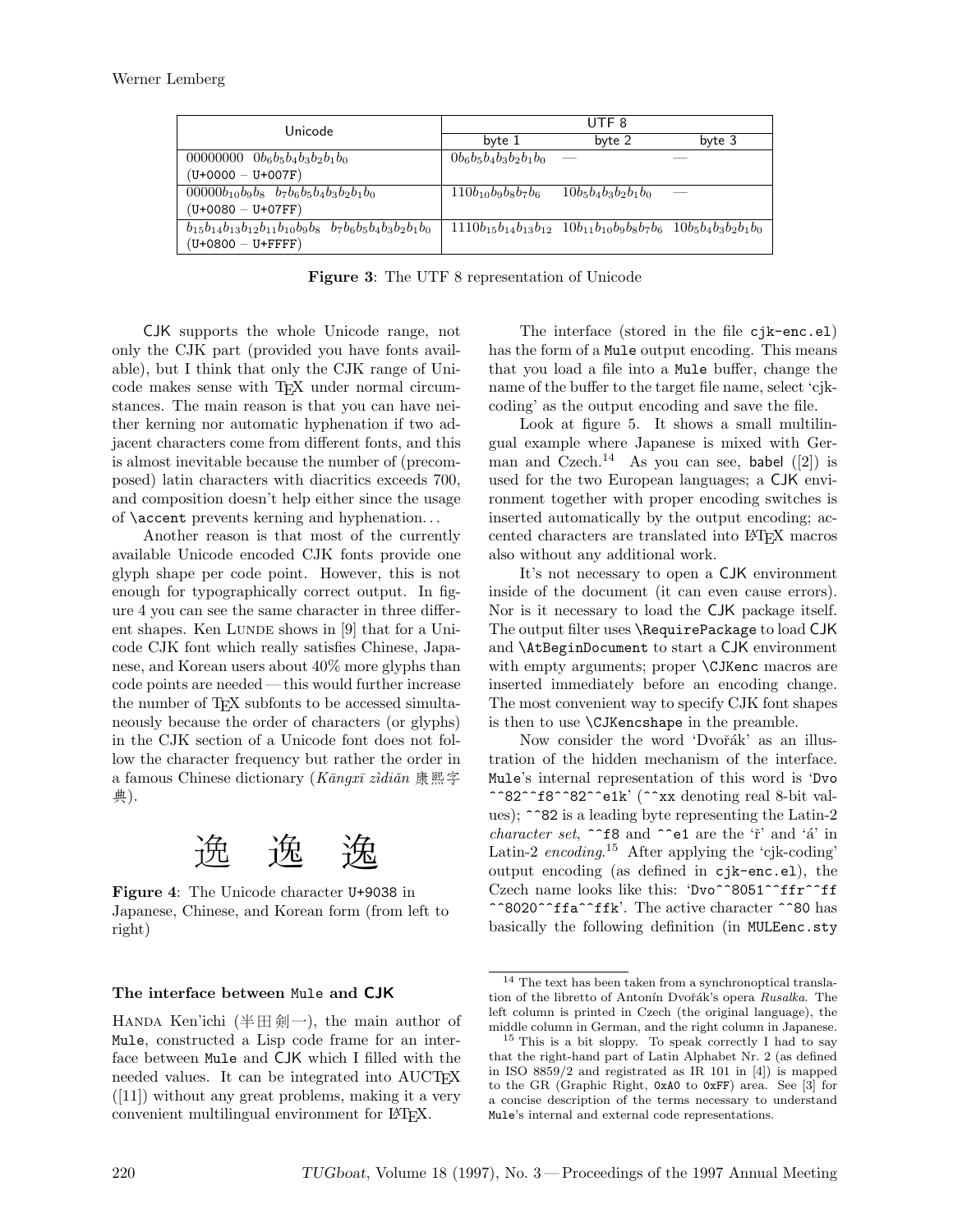| Unicode | UTF 8 | | |
|---|---|---|---|
| | byte 1 | byte 2 | byte 3 |
| 00000000 $0b_6b_5b_4b_3b_2b_1b_0$ (U+0000 – U+007F) | $0b_6b_5b_4b_3b_2b_1b_0$ | — | — |
| $00000b_{10}b_9b_8$ $b_7b_6b_5b_4b_3b_2b_1b_0$ (U+0080 – U+07FF) | $110b_{10}b_9b_8b_7b_6$ | $10b_5b_4b_3b_2b_1b_0$ | — |
| $b_{15}b_{14}b_{13}b_{12}b_{11}b_{10}b_9b_8$ $b_7b_6b_5b_4b_3b_2b_1b_0$ (U+0800 – U+FFFF) | $1110b_{15}b_{14}b_{13}b_{12}$ | $10b_{11}b_{10}b_9b_8b_7b_6$ | $10b_5b_4b_3b_2b_1b_0$ |

**Figure 3**: The UTF 8 representation of Unicode

CJK supports the whole Unicode range, not only the CJK part (provided you have fonts available), but I think that only the CJK range of Unicode makes sense with TEX under normal circumstances. The main reason is that you can have neither kerning nor automatic hyphenation if two adjacent characters come from different fonts, and this is almost inevitable because the number of (precomposed) latin characters with diacritics exceeds 700, and composition doesn't help either since the usage of `\accent` prevents kerning and hyphenation. . .

Another reason is that most of the currently available Unicode encoded CJK fonts provide one glyph shape per code point. However, this is not enough for typographically correct output. In figure 4 you can see the same character in three different shapes. Ken Lunde shows in [9] that for a Unicode CJK font which really satisfies Chinese, Japanese, and Korean users about 40% more glyphs than code points are needed — this would further increase the number of TEX subfonts to be accessed simultaneously because the order of characters (or glyphs) in the CJK section of a Unicode font does not follow the character frequency but rather the order in a famous Chinese dictionary (*Kāngxī zìdiǎn* 康熙字典).

逸 逸 逸

**Figure 4**: The Unicode character U+9038 in Japanese, Chinese, and Korean form (from left to right)

### The interface between Mule and CJK

Handa Ken'ichi (半田剣一), the main author of Mule, constructed a Lisp code frame for an interface between Mule and CJK which I filled with the needed values. It can be integrated into AUCTEX ([11]) without any great problems, making it a very convenient multilingual environment for LATEX.

The interface (stored in the file `cjk-enc.el`) has the form of a Mule output encoding. This means that you load a file into a Mule buffer, change the name of the buffer to the target file name, select 'cjk-coding' as the output encoding and save the file.

Look at figure 5. It shows a small multilingual example where Japanese is mixed with German and Czech.[14] As you can see, babel ([2]) is used for the two European languages; a CJK environment together with proper encoding switches is inserted automatically by the output encoding; accented characters are translated into LATEX macros also without any additional work.

It's not necessary to open a CJK environment inside of the document (it can even cause errors). Nor is it necessary to load the CJK package itself. The output filter uses `\RequirePackage` to load CJK and `\AtBeginDocument` to start a CJK environment with empty arguments; proper `\CJKenc` macros are inserted immediately before an encoding change. The most convenient way to specify CJK font shapes is then to use `\CJKencshape` in the preamble.

Now consider the word 'Dvořák' as an illustration of the hidden mechanism of the interface. Mule's internal representation of this word is '`Dvo ^^82^^f8^^82^^e1k`' (`^^xx` denoting real 8-bit values); `^^82` is a leading byte representing the Latin-2 *character set*, `^^f8` and `^^e1` are the 'ř' and 'á' in Latin-2 *encoding*.[15] After applying the 'cjk-coding' output encoding (as defined in `cjk-enc.el`), the Czech name looks like this: '`Dvo^^8051^^ffr^^ff ^^8020^^ffa^^ffk`'. The active character `^^80` has basically the following definition (in `MULEenc.sty`

---

[14] The text has been taken from a synchronoptical translation of the libretto of Antonín Dvořák's opera *Rusalka*. The left column is printed in Czech (the original language), the middle column in German, and the right column in Japanese.

[15] This is a bit sloppy. To speak correctly I had to say that the right-hand part of Latin Alphabet Nr. 2 (as defined in ISO 8859/2 and registrated as IR 101 in [4]) is mapped to the GR (Graphic Right, `0xA0` to `0xFF`) area. See [3] for a concise description of the terms necessary to understand Mule's internal and external code representations.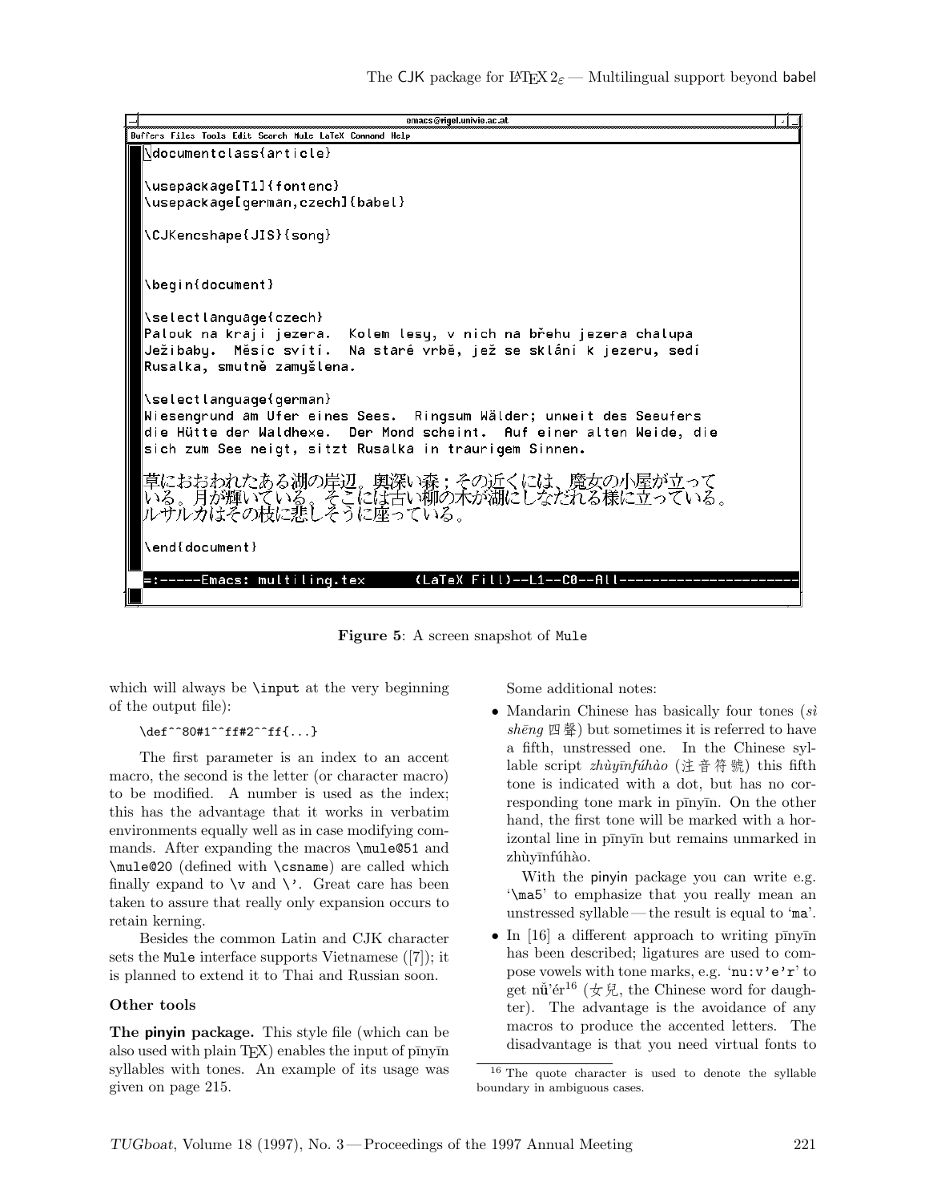```
emacs@rigel.univie.ac.at
Buffers Files Tools Edit Search Mule LaTeX Command Help
\documentclass{article}

\usepackage[T1]{fontenc}
\usepackage[german,czech]{babel}

\CJKencshape{JIS}{song}


\begin{document}

\selectlanguage{czech}
Palouk na kraji jezera.  Kolem lesy, v nich na břehu jezera chalupa
Ježibaby.  Měsíc svítí.  Na staré vrbě, jež se sklání k jezeru, sedí
Rusalka, smutně zamyšlena.

\selectlanguage{german}
Wiesengrund am Ufer eines Sees.  Ringsum Wälder; unweit des Seeufers
die Hütte der Waldhexe.  Der Mond scheint.  Auf einer alten Weide, die
sich zum See neigt, sitzt Rusalka in traurigem Sinnen.

草におおわれたある湖の岸辺。奥深い森；その近くには、魔女の小屋が立って
いる。月が輝いている。そこには古い柳の木が湖にしなだれる様に立っている。
ルサルカはその枝に悲しそうに座っている。

\end{document}

=:-----Emacs: multiling.tex      (LaTeX Fill)--L1--C0--All--------------------
```

**Figure 5**: A screen snapshot of `Mule`

which will always be `\input` at the very beginning of the output file):

```
\def^^80#1^^ff#2^^ff{...}
```

The first parameter is an index to an accent macro, the second is the letter (or character macro) to be modified. A number is used as the index; this has the advantage that it works in verbatim environments equally well as in case modifying commands. After expanding the macros `\mule@51` and `\mule@20` (defined with `\csname`) are called which finally expand to `\v` and `\'`. Great care has been taken to assure that really only expansion occurs to retain kerning.

Besides the common Latin and CJK character sets the `Mule` interface supports Vietnamese ([7]); it is planned to extend it to Thai and Russian soon.

### Other tools

**The pinyin package.** This style file (which can be also used with plain TeX) enables the input of pīnyīn syllables with tones. An example of its usage was given on page 215.

Some additional notes:

- Mandarin Chinese has basically four tones (*sì shēng* 四聲) but sometimes it is referred to have a fifth, unstressed one. In the Chinese syllable script *zhùyīnfúhào* (注音符號) this fifth tone is indicated with a dot, but has no corresponding tone mark in pīnyīn. On the other hand, the first tone will be marked with a horizontal line in pīnyīn but remains unmarked in zhùyīnfúhào.

  With the pinyin package you can write e.g. '`\ma5`' to emphasize that you really mean an unstressed syllable — the result is equal to '`ma`'.

- In [16] a different approach to writing pīnyīn has been described; ligatures are used to compose vowels with tone marks, e.g. '`nu:v'e'r`' to get nǚ'ér[16] (女兒, the Chinese word for daughter). The advantage is the avoidance of any macros to produce the accented letters. The disadvantage is that you need virtual fonts to

[16] The quote character is used to denote the syllable boundary in ambiguous cases.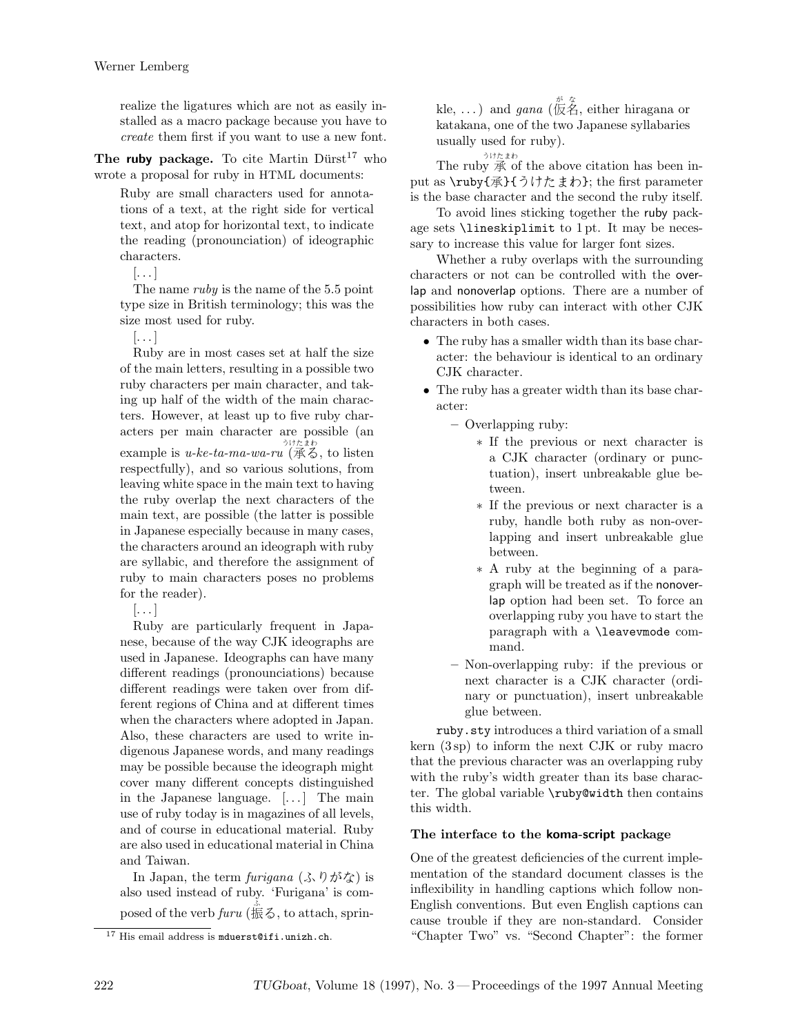realize the ligatures which are not as easily installed as a macro package because you have to *create* them first if you want to use a new font.

**The ruby package.** To cite Martin Dürst[17] who wrote a proposal for ruby in HTML documents:

> Ruby are small characters used for annotations of a text, at the right side for vertical text, and atop for horizontal text, to indicate the reading (pronounciation) of ideographic characters.
>
> [...]
>
> The name *ruby* is the name of the 5.5 point type size in British terminology; this was the size most used for ruby.
>
> [...]
>
> Ruby are in most cases set at half the size of the main letters, resulting in a possible two ruby characters per main character, and taking up half of the width of the main characters. However, at least up to five ruby characters per main character are possible (an example is *u-ke-ta-ma-wa-ru* (承る, to listen respectfully), and so various solutions, from leaving white space in the main text to having the ruby overlap the next characters of the main text, are possible (the latter is possible in Japanese especially because in many cases, the characters around an ideograph with ruby are syllabic, and therefore the assignment of ruby to main characters poses no problems for the reader).
>
> [...]
>
> Ruby are particularly frequent in Japanese, because of the way CJK ideographs are used in Japanese. Ideographs can have many different readings (pronounciations) because different readings were taken over from different regions of China and at different times when the characters where adopted in Japan. Also, these characters are used to write indigenous Japanese words, and many readings may be possible because the ideograph might cover many different concepts distinguished in the Japanese language. [...] The main use of ruby today is in magazines of all levels, and of course in educational material. Ruby are also used in educational material in China and Taiwan.
>
> In Japan, the term *furigana* (ふりがな) is also used instead of ruby. 'Furigana' is composed of the verb *furu* (振る, to attach, sprinkle, ...) and *gana* (仮名, either hiragana or katakana, one of the two Japanese syllabaries usually used for ruby).

[17] His email address is `mduerst@ifi.unizh.ch`.

The ruby 承 of the above citation has been input as `\ruby{承}{うけたまわ}`; the first parameter is the base character and the second the ruby itself.

To avoid lines sticking together the ruby package sets `\lineskiplimit` to 1 pt. It may be necessary to increase this value for larger font sizes.

Whether a ruby overlaps with the surrounding characters or not can be controlled with the overlap and nonoverlap options. There are a number of possibilities how ruby can interact with other CJK characters in both cases.

- The ruby has a smaller width than its base character: the behaviour is identical to an ordinary CJK character.
- The ruby has a greater width than its base character:
  - Overlapping ruby:
    - If the previous or next character is a CJK character (ordinary or punctuation), insert unbreakable glue between.
    - If the previous or next character is a ruby, handle both ruby as non-overlapping and insert unbreakable glue between.
    - A ruby at the beginning of a paragraph will be treated as if the nonoverlap option had been set. To force an overlapping ruby you have to start the paragraph with a `\leavevmode` command.
  - Non-overlapping ruby: if the previous or next character is a CJK character (ordinary or punctuation), insert unbreakable glue between.

`ruby.sty` introduces a third variation of a small kern (3 sp) to inform the next CJK or ruby macro that the previous character was an overlapping ruby with the ruby's width greater than its base character. The global variable `\ruby@width` then contains this width.

### The interface to the koma-script package

One of the greatest deficiencies of the current implementation of the standard document classes is the inflexibility in handling captions which follow non-English conventions. But even English captions can cause trouble if they are non-standard. Consider "Chapter Two" vs. "Second Chapter": the former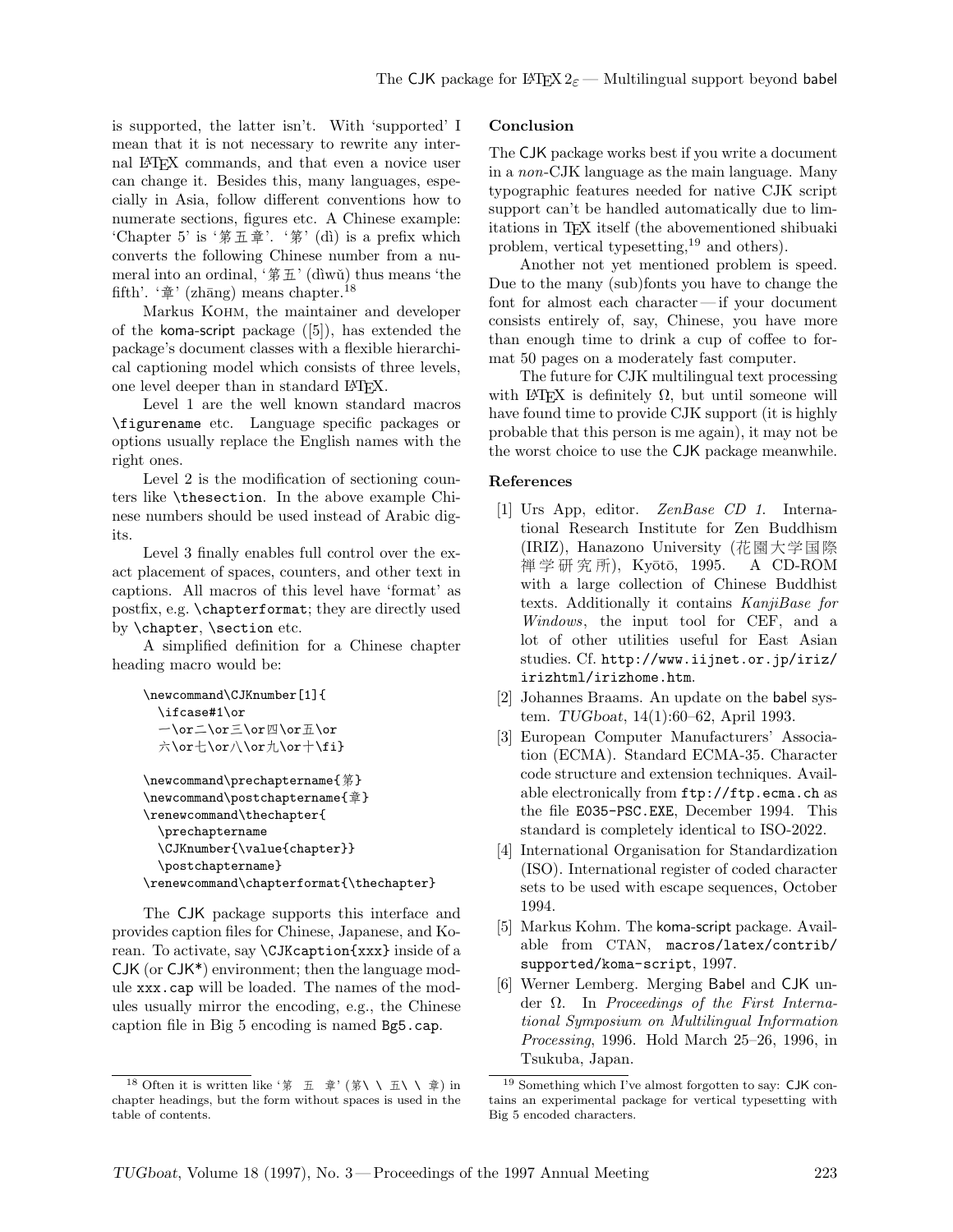is supported, the latter isn't. With 'supported' I mean that it is not necessary to rewrite any internal LaTeX commands, and that even a novice user can change it. Besides this, many languages, especially in Asia, follow different conventions how to numerate sections, figures etc. A Chinese example: 'Chapter 5' is '第五章'. '第' (dì) is a prefix which converts the following Chinese number from a numeral into an ordinal, '第五' (dìwǔ) thus means 'the fifth'. '章' (zhāng) means chapter.[18]

Markus Kohm, the maintainer and developer of the koma-script package ([5]), has extended the package's document classes with a flexible hierarchical captioning model which consists of three levels, one level deeper than in standard LaTeX.

Level 1 are the well known standard macros \figurename etc. Language specific packages or options usually replace the English names with the right ones.

Level 2 is the modification of sectioning counters like \thesection. In the above example Chinese numbers should be used instead of Arabic digits.

Level 3 finally enables full control over the exact placement of spaces, counters, and other text in captions. All macros of this level have 'format' as postfix, e.g. \chapterformat; they are directly used by \chapter, \section etc.

A simplified definition for a Chinese chapter heading macro would be:

```
\newcommand\CJKnumber[1]{
  \ifcase#1\or
  一\or二\or三\or四\or五\or
  六\or七\or八\or九\or十\fi}

\newcommand\prechaptername{第}
\newcommand\postchaptername{章}
\renewcommand\thechapter{
  \prechaptername
  \CJKnumber{\value{chapter}}
  \postchaptername}
\renewcommand\chapterformat{\thechapter}
```

The CJK package supports this interface and provides caption files for Chinese, Japanese, and Korean. To activate, say \CJKcaption{xxx} inside of a CJK (or CJK*) environment; then the language module xxx.cap will be loaded. The names of the modules usually mirror the encoding, e.g., the Chinese caption file in Big 5 encoding is named Bg5.cap.

### Conclusion

The CJK package works best if you write a document in a *non*-CJK language as the main language. Many typographic features needed for native CJK script support can't be handled automatically due to limitations in TeX itself (the abovementioned shibuaki problem, vertical typesetting,[19] and others).

Another not yet mentioned problem is speed. Due to the many (sub)fonts you have to change the font for almost each character — if your document consists entirely of, say, Chinese, you have more than enough time to drink a cup of coffee to format 50 pages on a moderately fast computer.

The future for CJK multilingual text processing with LaTeX is definitely Ω, but until someone will have found time to provide CJK support (it is highly probable that this person is me again), it may not be the worst choice to use the CJK package meanwhile.

### References

[1] Urs App, editor. *ZenBase CD 1*. International Research Institute for Zen Buddhism (IRIZ), Hanazono University (花園大学国際禅学研究所), Kyōtō, 1995. A CD-ROM with a large collection of Chinese Buddhist texts. Additionally it contains *KanjiBase for Windows*, the input tool for CEF, and a lot of other utilities useful for East Asian studies. Cf. http://www.iijnet.or.jp/iriz/irizhtml/irizhome.htm.

[2] Johannes Braams. An update on the babel system. *TUGboat*, 14(1):60–62, April 1993.

[3] European Computer Manufacturers' Association (ECMA). Standard ECMA-35. Character code structure and extension techniques. Available electronically from ftp://ftp.ecma.ch as the file E035-PSC.EXE, December 1994. This standard is completely identical to ISO-2022.

[4] International Organisation for Standardization (ISO). International register of coded character sets to be used with escape sequences, October 1994.

[5] Markus Kohm. The koma-script package. Available from CTAN, macros/latex/contrib/supported/koma-script, 1997.

[6] Werner Lemberg. Merging Babel and CJK under Ω. In *Proceedings of the First International Symposium on Multilingual Information Processing*, 1996. Hold March 25–26, 1996, in Tsukuba, Japan.

---

[18] Often it is written like '第　五　章' (第\ \ 五\ \ 章) in chapter headings, but the form without spaces is used in the table of contents.

[19] Something which I've almost forgotten to say: CJK contains an experimental package for vertical typesetting with Big 5 encoded characters.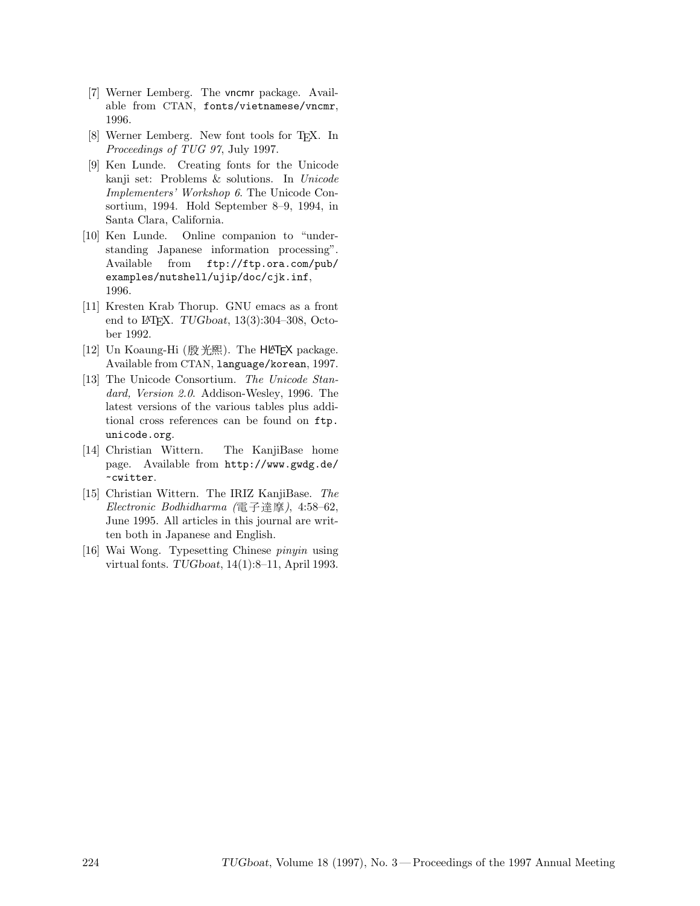[7] Werner Lemberg. The vncmr package. Available from CTAN, `fonts/vietnamese/vncmr`, 1996.

[8] Werner Lemberg. New font tools for TEX. In *Proceedings of TUG 97*, July 1997.

[9] Ken Lunde. Creating fonts for the Unicode kanji set: Problems & solutions. In *Unicode Implementers' Workshop 6*. The Unicode Consortium, 1994. Hold September 8–9, 1994, in Santa Clara, California.

[10] Ken Lunde. Online companion to "understanding Japanese information processing". Available from `ftp://ftp.ora.com/pub/examples/nutshell/ujip/doc/cjk.inf`, 1996.

[11] Kresten Krab Thorup. GNU emacs as a front end to LATEX. *TUGboat*, 13(3):304–308, October 1992.

[12] Un Koaung-Hi (殷光熙). The HLATEX package. Available from CTAN, `language/korean`, 1997.

[13] The Unicode Consortium. *The Unicode Standard, Version 2.0*. Addison-Wesley, 1996. The latest versions of the various tables plus additional cross references can be found on `ftp.unicode.org`.

[14] Christian Wittern. The KanjiBase home page. Available from `http://www.gwdg.de/~cwitter`.

[15] Christian Wittern. The IRIZ KanjiBase. *The Electronic Bodhidharma (*電子達摩*)*, 4:58–62, June 1995. All articles in this journal are written both in Japanese and English.

[16] Wai Wong. Typesetting Chinese *pinyin* using virtual fonts. *TUGboat*, 14(1):8–11, April 1993.